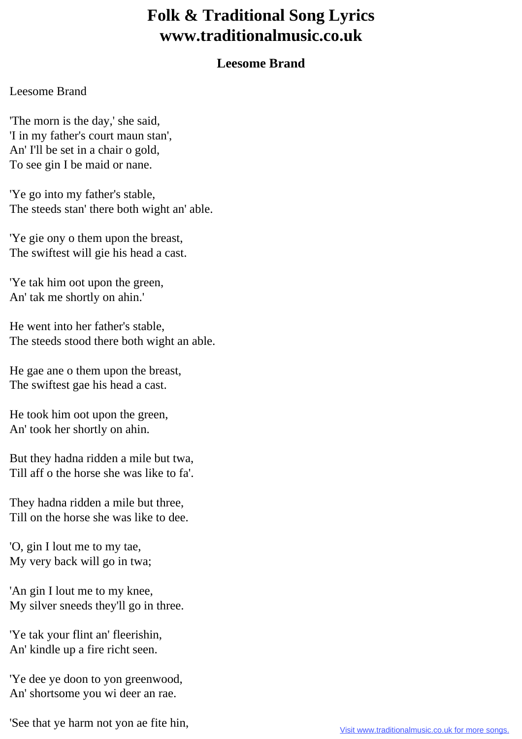# Folk & Traditional Song Lyrics
# www.traditionalmusic.co.uk

### Leesome Brand

Leesome Brand

'The morn is the day,' she said,
'I in my father's court maun stan',
An' I'll be set in a chair o gold,
To see gin I be maid or nane.

'Ye go into my father's stable,
The steeds stan' there both wight an' able.

'Ye gie ony o them upon the breast,
The swiftest will gie his head a cast.

'Ye tak him oot upon the green,
An' tak me shortly on ahin.'

He went into her father's stable,
The steeds stood there both wight an able.

He gae ane o them upon the breast,
The swiftest gae his head a cast.

He took him oot upon the green,
An' took her shortly on ahin.

But they hadna ridden a mile but twa,
Till aff o the horse she was like to fa'.

They hadna ridden a mile but three,
Till on the horse she was like to dee.

'O, gin I lout me to my tae,
My very back will go in twa;

'An gin I lout me to my knee,
My silver sneeds they'll go in three.

'Ye tak your flint an' fleerishin,
An' kindle up a fire richt seen.

'Ye dee ye doon to yon greenwood,
An' shortsome you wi deer an rae.

'See that ye harm not yon ae fite hin,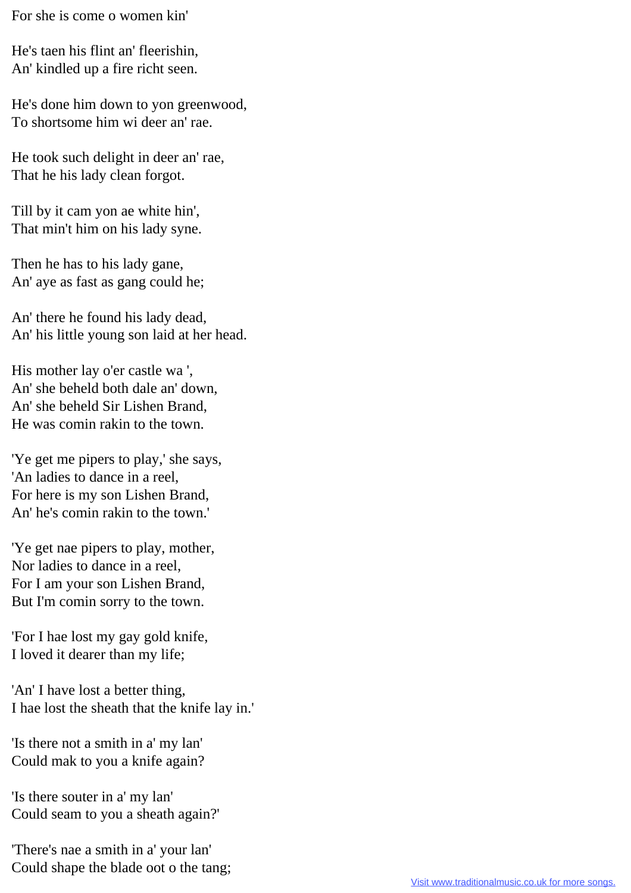For she is come o women kin'

He's taen his flint an' fleerishin,
An' kindled up a fire richt seen.

He's done him down to yon greenwood,
To shortsome him wi deer an' rae.

He took such delight in deer an' rae,
That he his lady clean forgot.

Till by it cam yon ae white hin',
That min't him on his lady syne.

Then he has to his lady gane,
An' aye as fast as gang could he;

An' there he found his lady dead,
An' his little young son laid at her head.

His mother lay o'er castle wa ',
An' she beheld both dale an' down,
An' she beheld Sir Lishen Brand,
He was comin rakin to the town.

'Ye get me pipers to play,' she says,
'An ladies to dance in a reel,
For here is my son Lishen Brand,
An' he's comin rakin to the town.'

'Ye get nae pipers to play, mother,
Nor ladies to dance in a reel,
For I am your son Lishen Brand,
But I'm comin sorry to the town.

'For I hae lost my gay gold knife,
I loved it dearer than my life;

'An' I have lost a better thing,
I hae lost the sheath that the knife lay in.'

'Is there not a smith in a' my lan'
Could mak to you a knife again?

'Is there souter in a' my lan'
Could seam to you a sheath again?'

'There's nae a smith in a' your lan'
Could shape the blade oot o the tang;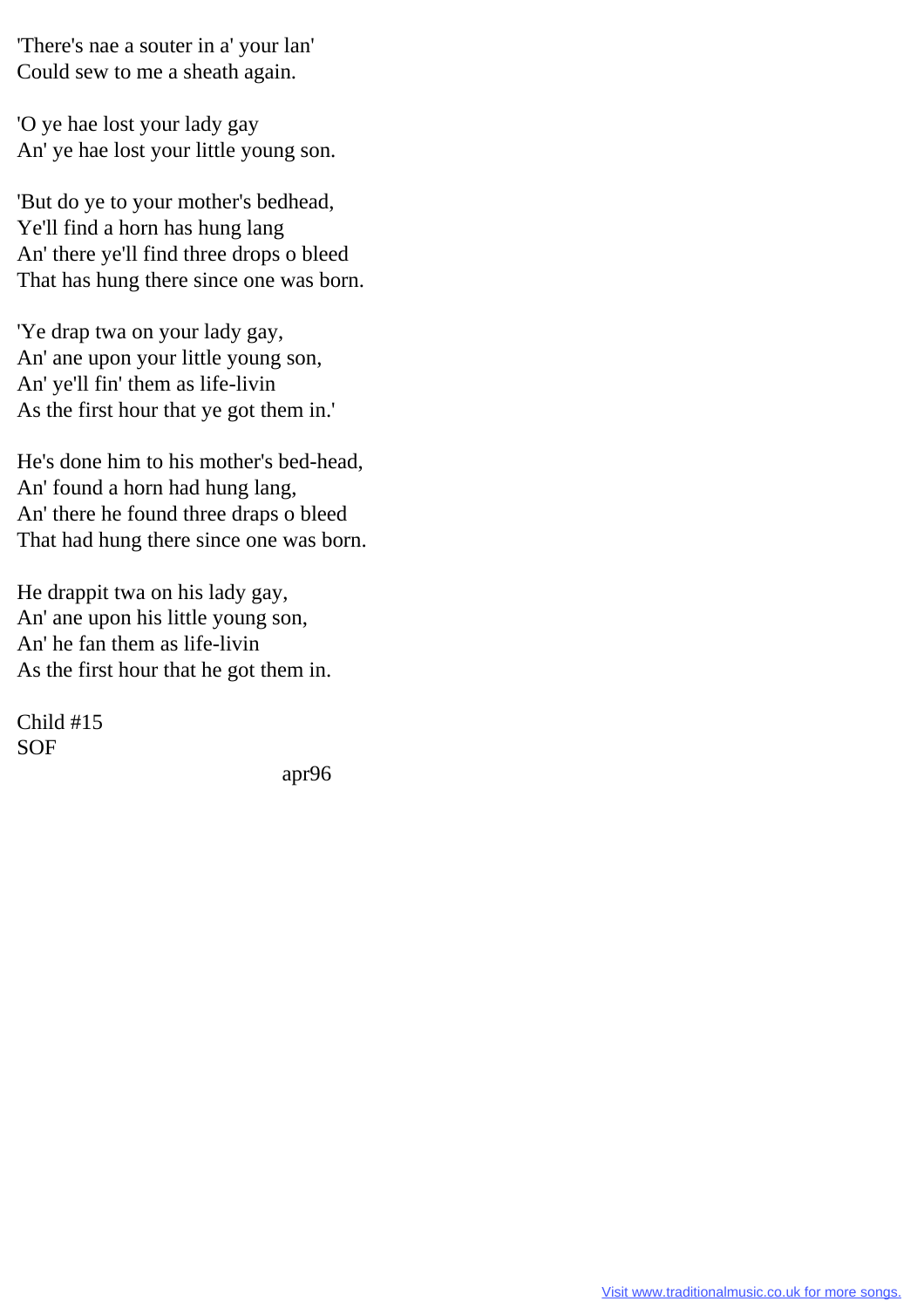'There's nae a souter in a' your lan'
Could sew to me a sheath again.

'O ye hae lost your lady gay
An' ye hae lost your little young son.

'But do ye to your mother's bedhead,
Ye'll find a horn has hung lang
An' there ye'll find three drops o bleed
That has hung there since one was born.

'Ye drap twa on your lady gay,
An' ane upon your little young son,
An' ye'll fin' them as life-livin
As the first hour that ye got them in.'

He's done him to his mother's bed-head,
An' found a horn had hung lang,
An' there he found three draps o bleed
That had hung there since one was born.

He drappit twa on his lady gay,
An' ane upon his little young son,
An' he fan them as life-livin
As the first hour that he got them in.

Child #15
SOF

apr96